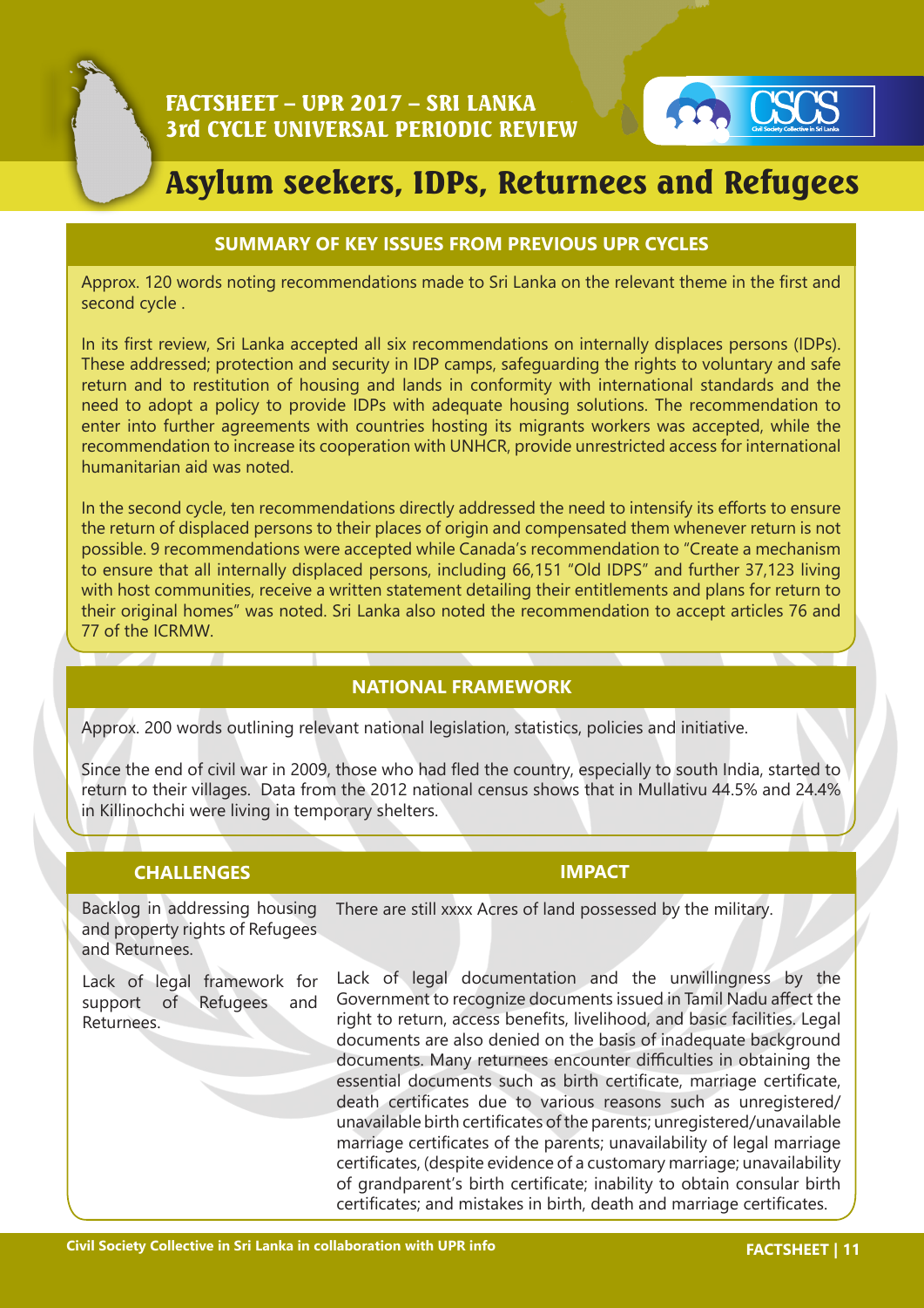FACTSHEET – UPR 2017 – SRI LANKA
3rd CYCLE UNIVERSAL PERIODIC REVIEW

# Asylum seekers, IDPs, Returnees and Refugees

## SUMMARY OF KEY ISSUES FROM PREVIOUS UPR CYCLES

Approx. 120 words noting recommendations made to Sri Lanka on the relevant theme in the first and second cycle .

In its first review, Sri Lanka accepted all six recommendations on internally displaces persons (IDPs). These addressed; protection and security in IDP camps, safeguarding the rights to voluntary and safe return and to restitution of housing and lands in conformity with international standards and the need to adopt a policy to provide IDPs with adequate housing solutions. The recommendation to enter into further agreements with countries hosting its migrants workers was accepted, while the recommendation to increase its cooperation with UNHCR, provide unrestricted access for international humanitarian aid was noted.

In the second cycle, ten recommendations directly addressed the need to intensify its efforts to ensure the return of displaced persons to their places of origin and compensated them whenever return is not possible. 9 recommendations were accepted while Canada's recommendation to "Create a mechanism to ensure that all internally displaced persons, including 66,151 "Old IDPS" and further 37,123 living with host communities, receive a written statement detailing their entitlements and plans for return to their original homes" was noted. Sri Lanka also noted the recommendation to accept articles 76 and 77 of the ICRMW.

## NATIONAL FRAMEWORK

Approx. 200 words outlining relevant national legislation, statistics, policies and initiative.

Since the end of civil war in 2009, those who had fled the country, especially to south India, started to return to their villages. Data from the 2012 national census shows that in Mullativu 44.5% and 24.4% in Killinochchi were living in temporary shelters.

| CHALLENGES | IMPACT |
|---|---|
| Backlog in addressing housing and property rights of Refugees and Returnees. | There are still xxxx Acres of land possessed by the military. |
| Lack of legal framework for support of Refugees and Returnees. | Lack of legal documentation and the unwillingness by the Government to recognize documents issued in Tamil Nadu affect the right to return, access benefits, livelihood, and basic facilities. Legal documents are also denied on the basis of inadequate background documents. Many returnees encounter difficulties in obtaining the essential documents such as birth certificate, marriage certificate, death certificates due to various reasons such as unregistered/ unavailable birth certificates of the parents; unregistered/unavailable marriage certificates of the parents; unavailability of legal marriage certificates, (despite evidence of a customary marriage; unavailability of grandparent's birth certificate; inability to obtain consular birth certificates; and mistakes in birth, death and marriage certificates. |

Civil Society Collective in Sri Lanka in collaboration with UPR info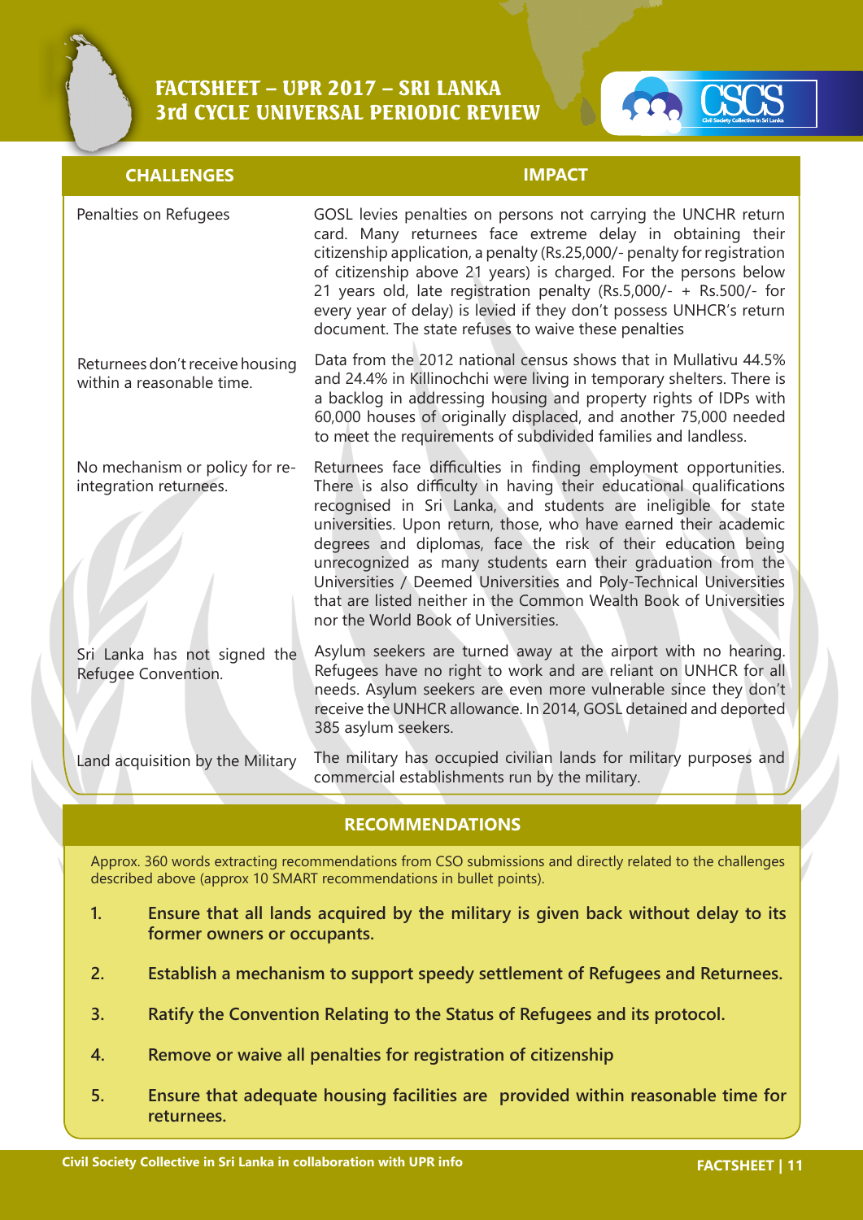# FACTSHEET – UPR 2017 – SRI LANKA
## 3rd CYCLE UNIVERSAL PERIODIC REVIEW

| CHALLENGES | IMPACT |
|---|---|
| Penalties on Refugees | GOSL levies penalties on persons not carrying the UNCHR return card. Many returnees face extreme delay in obtaining their citizenship application, a penalty (Rs.25,000/- penalty for registration of citizenship above 21 years) is charged. For the persons below 21 years old, late registration penalty (Rs.5,000/- + Rs.500/- for every year of delay) is levied if they don't possess UNHCR's return document. The state refuses to waive these penalties |
| Returnees don't receive housing within a reasonable time. | Data from the 2012 national census shows that in Mullativu 44.5% and 24.4% in Killinochchi were living in temporary shelters. There is a backlog in addressing housing and property rights of IDPs with 60,000 houses of originally displaced, and another 75,000 needed to meet the requirements of subdivided families and landless. |
| No mechanism or policy for re-integration returnees. | Returnees face difficulties in finding employment opportunities. There is also difficulty in having their educational qualifications recognised in Sri Lanka, and students are ineligible for state universities. Upon return, those, who have earned their academic degrees and diplomas, face the risk of their education being unrecognized as many students earn their graduation from the Universities / Deemed Universities and Poly-Technical Universities that are listed neither in the Common Wealth Book of Universities nor the World Book of Universities. |
| Sri Lanka has not signed the Refugee Convention. | Asylum seekers are turned away at the airport with no hearing. Refugees have no right to work and are reliant on UNHCR for all needs. Asylum seekers are even more vulnerable since they don't receive the UNHCR allowance. In 2014, GOSL detained and deported 385 asylum seekers. |
| Land acquisition by the Military | The military has occupied civilian lands for military purposes and commercial establishments run by the military. |

## RECOMMENDATIONS

Approx. 360 words extracting recommendations from CSO submissions and directly related to the challenges described above (approx 10 SMART recommendations in bullet points).

1. **Ensure that all lands acquired by the military is given back without delay to its former owners or occupants.**
2. **Establish a mechanism to support speedy settlement of Refugees and Returnees.**
3. **Ratify the Convention Relating to the Status of Refugees and its protocol.**
4. **Remove or waive all penalties for registration of citizenship**
5. **Ensure that adequate housing facilities are provided within reasonable time for returnees.**

Civil Society Collective in Sri Lanka in collaboration with UPR info